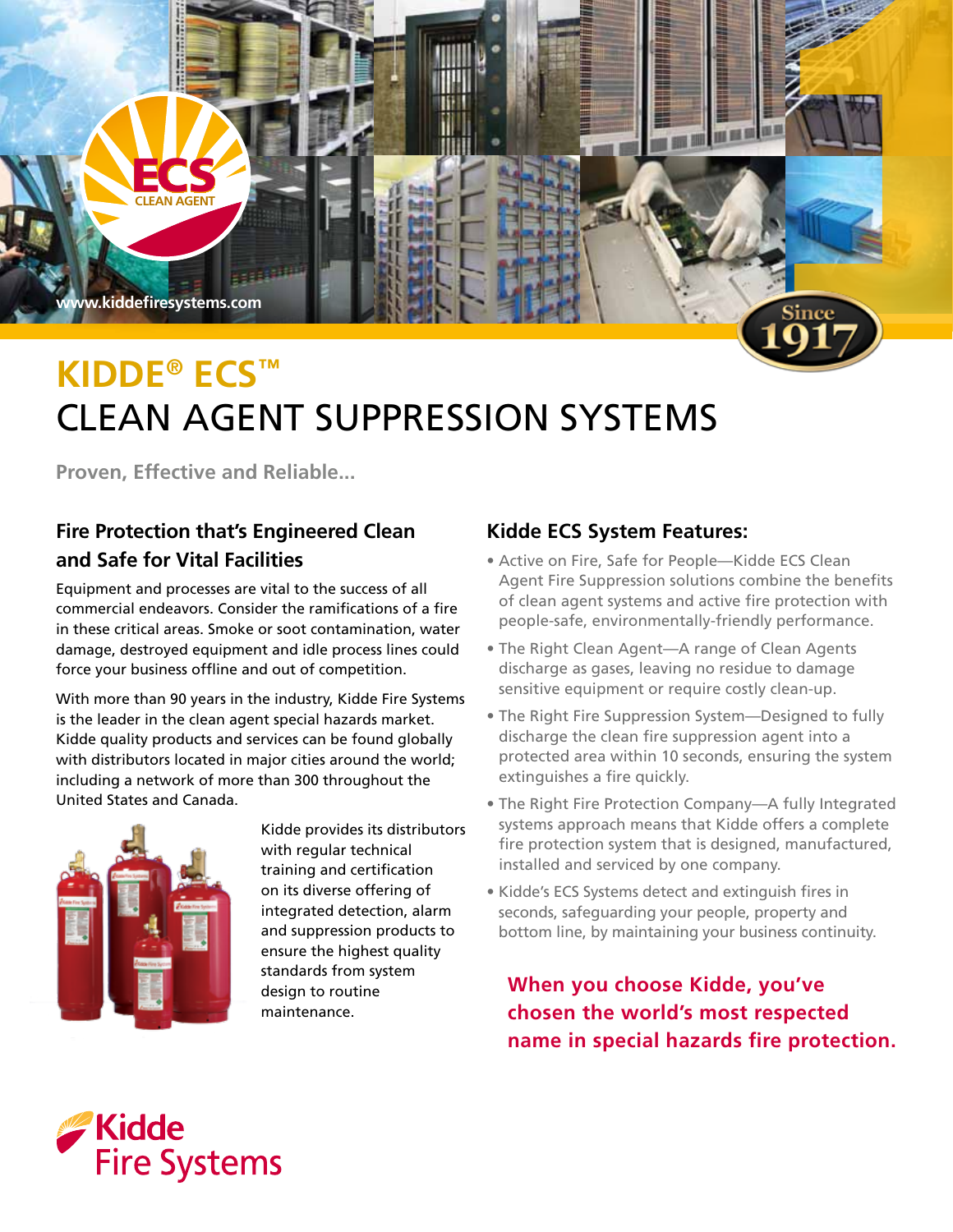# KIDDE® ECS™ CLEAN AGENT SUPPRESSION SYSTEMS

**Proven, Effective and Reliable...**

## Fire Protection that's Engineered Clean and Safe for Vital Facilities

Equipment and processes are vital to the success of all commercial endeavors. Consider the ramifications of a fire in these critical areas. Smoke or soot contamination, water damage, destroyed equipment and idle process lines could force your business offline and out of competition.

With more than 90 years in the industry, Kidde Fire Systems is the leader in the clean agent special hazards market. Kidde quality products and services can be found globally with distributors located in major cities around the world; including a network of more than 300 throughout the United States and Canada.

Kidde provides its distributors with regular technical training and certification on its diverse offering of integrated detection, alarm and suppression products to ensure the highest quality standards from system design to routine maintenance.

## Kidde ECS System Features:

- Active on Fire, Safe for People—Kidde ECS Clean Agent Fire Suppression solutions combine the benefits of clean agent systems and active fire protection with people-safe, environmentally-friendly performance.
- The Right Clean Agent—A range of Clean Agents discharge as gases, leaving no residue to damage sensitive equipment or require costly clean-up.
- The Right Fire Suppression System—Designed to fully discharge the clean fire suppression agent into a protected area within 10 seconds, ensuring the system extinguishes a fire quickly.
- The Right Fire Protection Company—A fully Integrated systems approach means that Kidde offers a complete fire protection system that is designed, manufactured, installed and serviced by one company.
- Kidde's ECS Systems detect and extinguish fires in seconds, safeguarding your people, property and bottom line, by maintaining your business continuity.

**When you choose Kidde, you've chosen the world's most respected name in special hazards fire protection.**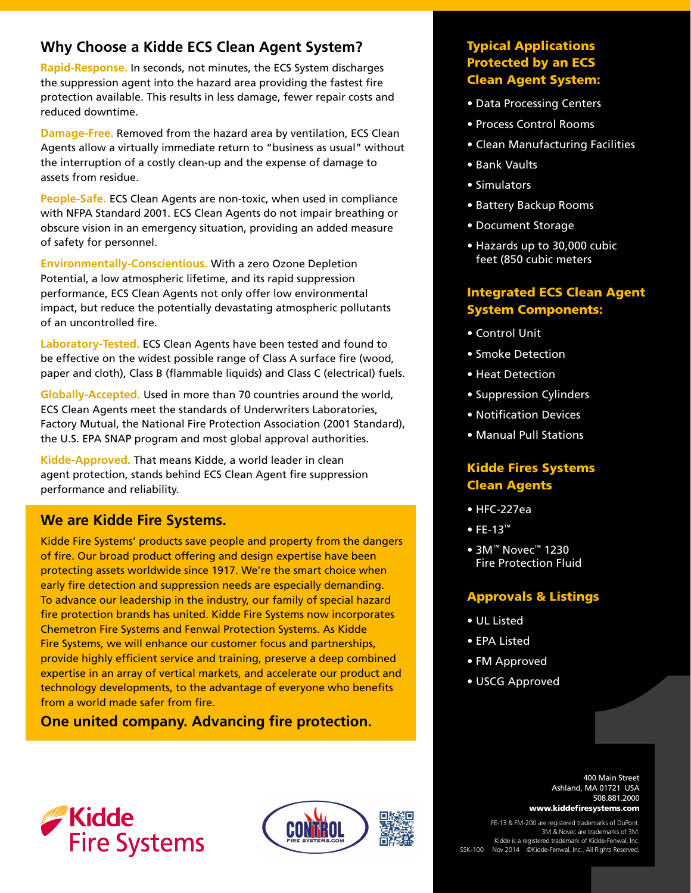## Why Choose a Kidde ECS Clean Agent System?

**Rapid-Response.** In seconds, not minutes, the ECS System discharges the suppression agent into the hazard area providing the fastest fire protection available. This results in less damage, fewer repair costs and reduced downtime.

**Damage-Free.** Removed from the hazard area by ventilation, ECS Clean Agents allow a virtually immediate return to "business as usual" without the interruption of a costly clean-up and the expense of damage to assets from residue.

**People-Safe.** ECS Clean Agents are non-toxic, when used in compliance with NFPA Standard 2001. ECS Clean Agents do not impair breathing or obscure vision in an emergency situation, providing an added measure of safety for personnel.

**Environmentally-Conscientious.** With a zero Ozone Depletion Potential, a low atmospheric lifetime, and its rapid suppression performance, ECS Clean Agents not only offer low environmental impact, but reduce the potentially devastating atmospheric pollutants of an uncontrolled fire.

**Laboratory-Tested.** ECS Clean Agents have been tested and found to be effective on the widest possible range of Class A surface fire (wood, paper and cloth), Class B (flammable liquids) and Class C (electrical) fuels.

**Globally-Accepted.** Used in more than 70 countries around the world, ECS Clean Agents meet the standards of Underwriters Laboratories, Factory Mutual, the National Fire Protection Association (2001 Standard), the U.S. EPA SNAP program and most global approval authorities.

**Kidde-Approved.** That means Kidde, a world leader in clean agent protection, stands behind ECS Clean Agent fire suppression performance and reliability.

## We are Kidde Fire Systems.

Kidde Fire Systems' products save people and property from the dangers of fire. Our broad product offering and design expertise have been protecting assets worldwide since 1917. We're the smart choice when early fire detection and suppression needs are especially demanding. To advance our leadership in the industry, our family of special hazard fire protection brands has united. Kidde Fire Systems now incorporates Chemetron Fire Systems and Fenwal Protection Systems. As Kidde Fire Systems, we will enhance our customer focus and partnerships, provide highly efficient service and training, preserve a deep combined expertise in an array of vertical markets, and accelerate our product and technology developments, to the advantage of everyone who benefits from a world made safer from fire.

**One united company. Advancing fire protection.**

### Typical Applications Protected by an ECS Clean Agent System:

- Data Processing Centers
- Process Control Rooms
- Clean Manufacturing Facilities
- Bank Vaults
- Simulators
- Battery Backup Rooms
- Document Storage
- Hazards up to 30,000 cubic feet (850 cubic meters

### Integrated ECS Clean Agent System Components:

- Control Unit
- Smoke Detection
- Heat Detection
- Suppression Cylinders
- Notification Devices
- Manual Pull Stations

### Kidde Fires Systems Clean Agents

- HFC-227ea
- FE-13™
- 3M™ Novec™ 1230 Fire Protection Fluid

### Approvals & Listings

- UL Listed
- EPA Listed
- FM Approved
- USCG Approved

Kidde Fire Systems

CONTROL FIRE SYSTEMS.COM

400 Main Street
Ashland, MA 01721 USA
508.881.2000
**www.kiddefiresystems.com**

FE-13 & FM-200 are registered trademarks of DuPont.
3M & Novec are trademarks of 3M.
Kidde is a registered trademark of Kidde-Fenwal, Inc.
SSK-100 Nov 2014 ©Kidde-Fenwal, Inc., All Rights Reserved.